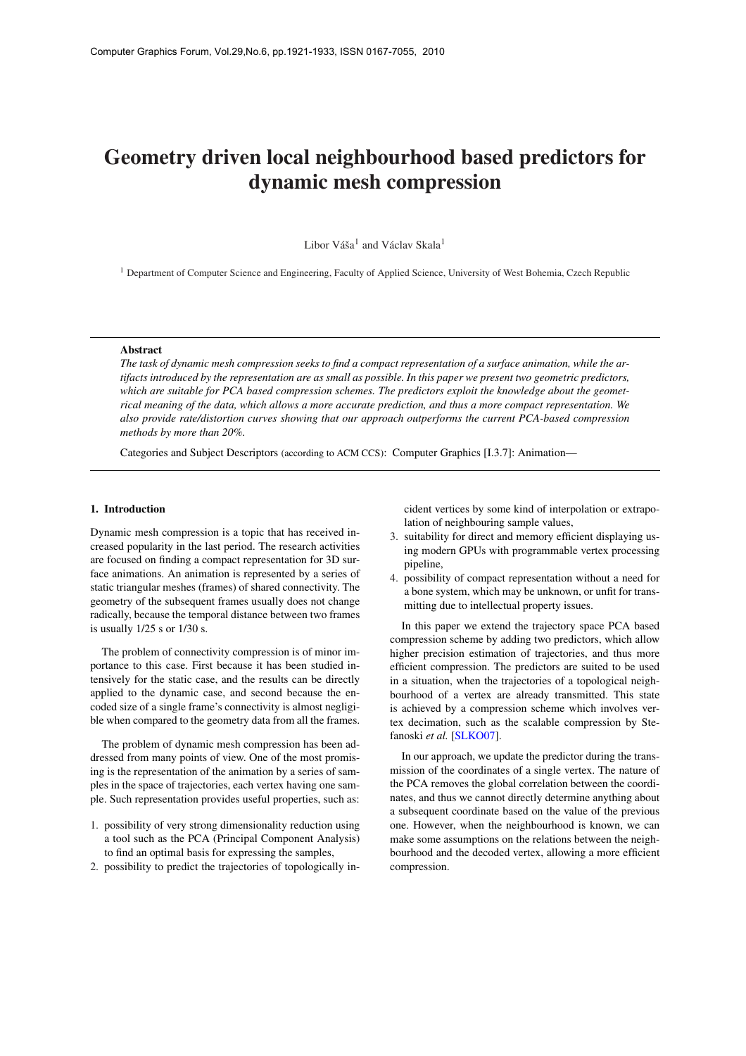# Geometry driven local neighbourhood based predictors for dynamic mesh compression

Libor Váša[1] and Václav Skala[1]

[1] Department of Computer Science and Engineering, Faculty of Applied Science, University of West Bohemia, Czech Republic

---

**Abstract**

*The task of dynamic mesh compression seeks to find a compact representation of a surface animation, while the artifacts introduced by the representation are as small as possible. In this paper we present two geometric predictors, which are suitable for PCA based compression schemes. The predictors exploit the knowledge about the geometrical meaning of the data, which allows a more accurate prediction, and thus a more compact representation. We also provide rate/distortion curves showing that our approach outperforms the current PCA-based compression methods by more than 20%.*

Categories and Subject Descriptors (according to ACM CCS): Computer Graphics [I.3.7]: Animation—

---

## 1. Introduction

Dynamic mesh compression is a topic that has received increased popularity in the last period. The research activities are focused on finding a compact representation for 3D surface animations. An animation is represented by a series of static triangular meshes (frames) of shared connectivity. The geometry of the subsequent frames usually does not change radically, because the temporal distance between two frames is usually 1/25 s or 1/30 s.

The problem of connectivity compression is of minor importance to this case. First because it has been studied intensively for the static case, and the results can be directly applied to the dynamic case, and second because the encoded size of a single frame's connectivity is almost negligible when compared to the geometry data from all the frames.

The problem of dynamic mesh compression has been addressed from many points of view. One of the most promising is the representation of the animation by a series of samples in the space of trajectories, each vertex having one sample. Such representation provides useful properties, such as:

1. possibility of very strong dimensionality reduction using a tool such as the PCA (Principal Component Analysis) to find an optimal basis for expressing the samples,
2. possibility to predict the trajectories of topologically incident vertices by some kind of interpolation or extrapolation of neighbouring sample values,
3. suitability for direct and memory efficient displaying using modern GPUs with programmable vertex processing pipeline,
4. possibility of compact representation without a need for a bone system, which may be unknown, or unfit for transmitting due to intellectual property issues.

In this paper we extend the trajectory space PCA based compression scheme by adding two predictors, which allow higher precision estimation of trajectories, and thus more efficient compression. The predictors are suited to be used in a situation, when the trajectories of a topological neighbourhood of a vertex are already transmitted. This state is achieved by a compression scheme which involves vertex decimation, such as the scalable compression by Stefanoski *et al.* [SLKO07].

In our approach, we update the predictor during the transmission of the coordinates of a single vertex. The nature of the PCA removes the global correlation between the coordinates, and thus we cannot directly determine anything about a subsequent coordinate based on the value of the previous one. However, when the neighbourhood is known, we can make some assumptions on the relations between the neighbourhood and the decoded vertex, allowing a more efficient compression.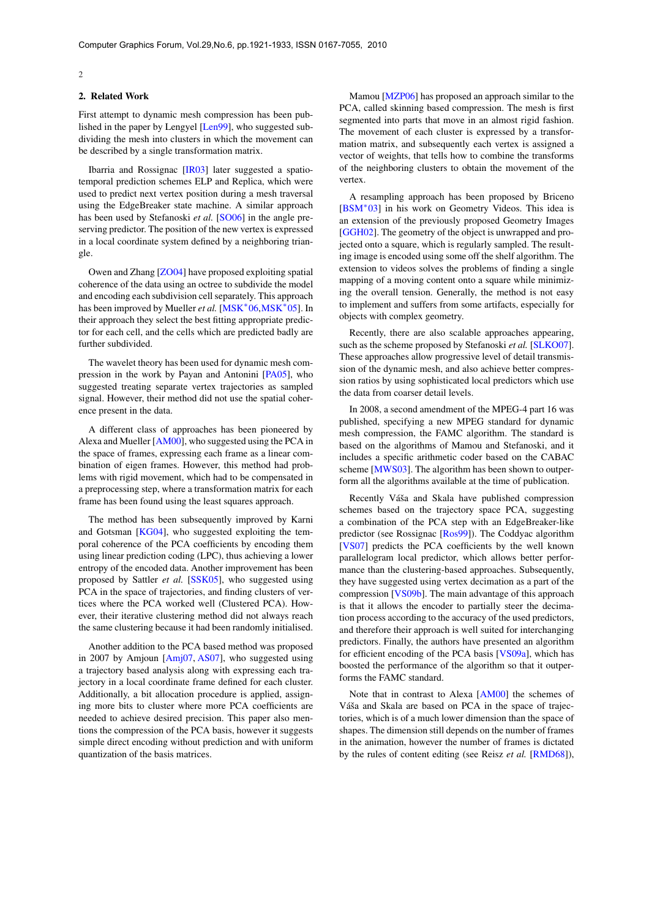## 2. Related Work

First attempt to dynamic mesh compression has been published in the paper by Lengyel [Len99], who suggested subdividing the mesh into clusters in which the movement can be described by a single transformation matrix.

Ibarria and Rossignac [IR03] later suggested a spatio-temporal prediction schemes ELP and Replica, which were used to predict next vertex position during a mesh traversal using the EdgeBreaker state machine. A similar approach has been used by Stefanoski *et al.* [SO06] in the angle preserving predictor. The position of the new vertex is expressed in a local coordinate system defined by a neighboring triangle.

Owen and Zhang [ZO04] have proposed exploiting spatial coherence of the data using an octree to subdivide the model and encoding each subdivision cell separately. This approach has been improved by Mueller *et al.* [MSK*06, MSK*05]. In their approach they select the best fitting appropriate predictor for each cell, and the cells which are predicted badly are further subdivided.

The wavelet theory has been used for dynamic mesh compression in the work by Payan and Antonini [PA05], who suggested treating separate vertex trajectories as sampled signal. However, their method did not use the spatial coherence present in the data.

A different class of approaches has been pioneered by Alexa and Mueller [AM00], who suggested using the PCA in the space of frames, expressing each frame as a linear combination of eigen frames. However, this method had problems with rigid movement, which had to be compensated in a preprocessing step, where a transformation matrix for each frame has been found using the least squares approach.

The method has been subsequently improved by Karni and Gotsman [KG04], who suggested exploiting the temporal coherence of the PCA coefficients by encoding them using linear prediction coding (LPC), thus achieving a lower entropy of the encoded data. Another improvement has been proposed by Sattler *et al.* [SSK05], who suggested using PCA in the space of trajectories, and finding clusters of vertices where the PCA worked well (Clustered PCA). However, their iterative clustering method did not always reach the same clustering because it had been randomly initialised.

Another addition to the PCA based method was proposed in 2007 by Amjoun [Amj07, AS07], who suggested using a trajectory based analysis along with expressing each trajectory in a local coordinate frame defined for each cluster. Additionally, a bit allocation procedure is applied, assigning more bits to cluster where more PCA coefficients are needed to achieve desired precision. This paper also mentions the compression of the PCA basis, however it suggests simple direct encoding without prediction and with uniform quantization of the basis matrices.

Mamou [MZP06] has proposed an approach similar to the PCA, called skinning based compression. The mesh is first segmented into parts that move in an almost rigid fashion. The movement of each cluster is expressed by a transformation matrix, and subsequently each vertex is assigned a vector of weights, that tells how to combine the transforms of the neighboring clusters to obtain the movement of the vertex.

A resampling approach has been proposed by Briceno [BSM*03] in his work on Geometry Videos. This idea is an extension of the previously proposed Geometry Images [GGH02]. The geometry of the object is unwrapped and projected onto a square, which is regularly sampled. The resulting image is encoded using some off the shelf algorithm. The extension to videos solves the problems of finding a single mapping of a moving content onto a square while minimizing the overall tension. Generally, the method is not easy to implement and suffers from some artifacts, especially for objects with complex geometry.

Recently, there are also scalable approaches appearing, such as the scheme proposed by Stefanoski *et al.* [SLKO07]. These approaches allow progressive level of detail transmission of the dynamic mesh, and also achieve better compression ratios by using sophisticated local predictors which use the data from coarser detail levels.

In 2008, a second amendment of the MPEG-4 part 16 was published, specifying a new MPEG standard for dynamic mesh compression, the FAMC algorithm. The standard is based on the algorithms of Mamou and Stefanoski, and it includes a specific arithmetic coder based on the CABAC scheme [MWS03]. The algorithm has been shown to outperform all the algorithms available at the time of publication.

Recently Váša and Skala have published compression schemes based on the trajectory space PCA, suggesting a combination of the PCA step with an EdgeBreaker-like predictor (see Rossignac [Ros99]). The Coddyac algorithm [VS07] predicts the PCA coefficients by the well known parallelogram local predictor, which allows better performance than the clustering-based approaches. Subsequently, they have suggested using vertex decimation as a part of the compression [VS09b]. The main advantage of this approach is that it allows the encoder to partially steer the decimation process according to the accuracy of the used predictors, and therefore their approach is well suited for interchanging predictors. Finally, the authors have presented an algorithm for efficient encoding of the PCA basis [VS09a], which has boosted the performance of the algorithm so that it outperforms the FAMC standard.

Note that in contrast to Alexa [AM00] the schemes of Váša and Skala are based on PCA in the space of trajectories, which is of a much lower dimension than the space of shapes. The dimension still depends on the number of frames in the animation, however the number of frames is dictated by the rules of content editing (see Reisz *et al.* [RMD68]),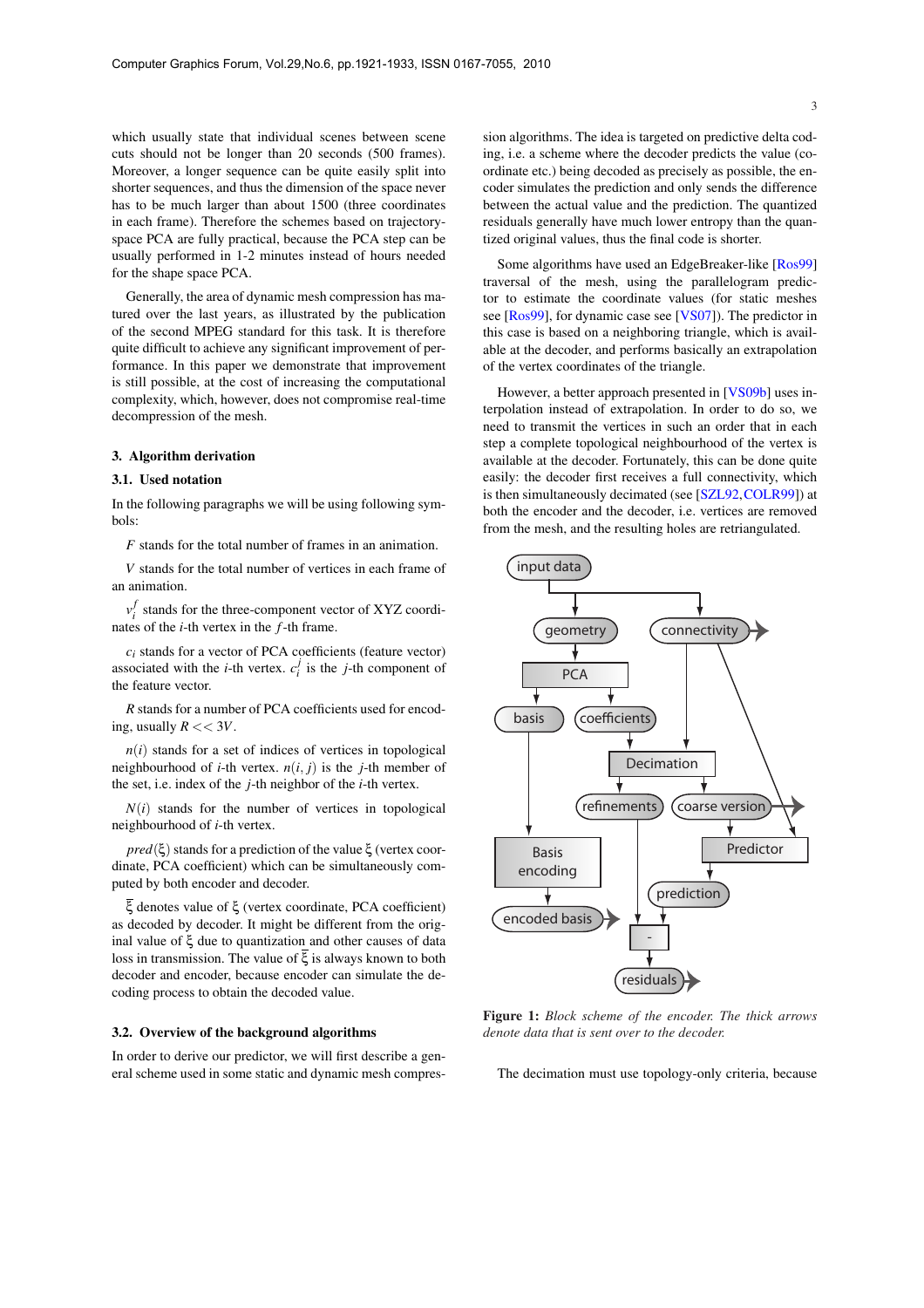which usually state that individual scenes between scene cuts should not be longer than 20 seconds (500 frames). Moreover, a longer sequence can be quite easily split into shorter sequences, and thus the dimension of the space never has to be much larger than about 1500 (three coordinates in each frame). Therefore the schemes based on trajectory-space PCA are fully practical, because the PCA step can be usually performed in 1-2 minutes instead of hours needed for the shape space PCA.

Generally, the area of dynamic mesh compression has matured over the last years, as illustrated by the publication of the second MPEG standard for this task. It is therefore quite difficult to achieve any significant improvement of performance. In this paper we demonstrate that improvement is still possible, at the cost of increasing the computational complexity, which, however, does not compromise real-time decompression of the mesh.

## 3. Algorithm derivation

### 3.1. Used notation

In the following paragraphs we will be using following symbols:

$F$ stands for the total number of frames in an animation.

$V$ stands for the total number of vertices in each frame of an animation.

$v_i^f$ stands for the three-component vector of XYZ coordinates of the $i$-th vertex in the $f$-th frame.

$c_i$ stands for a vector of PCA coefficients (feature vector) associated with the $i$-th vertex. $c_i^j$ is the $j$-th component of the feature vector.

$R$ stands for a number of PCA coefficients used for encoding, usually $R << 3V$.

$n(i)$ stands for a set of indices of vertices in topological neighbourhood of $i$-th vertex. $n(i,j)$ is the $j$-th member of the set, i.e. index of the $j$-th neighbor of the $i$-th vertex.

$N(i)$ stands for the number of vertices in topological neighbourhood of $i$-th vertex.

$pred(\xi)$ stands for a prediction of the value $\xi$ (vertex coordinate, PCA coefficient) which can be simultaneously computed by both encoder and decoder.

$\bar{\xi}$ denotes value of $\xi$ (vertex coordinate, PCA coefficient) as decoded by decoder. It might be different from the original value of $\xi$ due to quantization and other causes of data loss in transmission. The value of $\bar{\xi}$ is always known to both decoder and encoder, because encoder can simulate the decoding process to obtain the decoded value.

### 3.2. Overview of the background algorithms

In order to derive our predictor, we will first describe a general scheme used in some static and dynamic mesh compression algorithms. The idea is targeted on predictive delta coding, i.e. a scheme where the decoder predicts the value (coordinate values etc.) being decoded as precisely as possible, the encoder simulates the prediction and only sends the difference between the actual value and the prediction. The quantized residuals generally have much lower entropy than the quantized original values, thus the final code is shorter.

Some algorithms have used an EdgeBreaker-like [Ros99] traversal of the mesh, using the parallelogram predictor to estimate the coordinate values (for static meshes see [Ros99], for dynamic case see [VS07]). The predictor in this case is based on a neighboring triangle, which is available at the decoder, and performs basically an extrapolation of the vertex coordinates of the triangle.

However, a better approach presented in [VS09b] uses interpolation instead of extrapolation. In order to do so, we need to transmit the vertices in such an order that in each step a complete topological neighbourhood of the vertex is available at the decoder. Fortunately, this can be done quite easily: the decoder first receives a full connectivity, which is then simultaneously decimated (see [SZL92, COLR99]) at both the encoder and the decoder, i.e. vertices are removed from the mesh, and the resulting holes are retriangulated.

**Figure 1:** *Block scheme of the encoder. The thick arrows denote data that is sent over to the decoder.*

The decimation must use topology-only criteria, because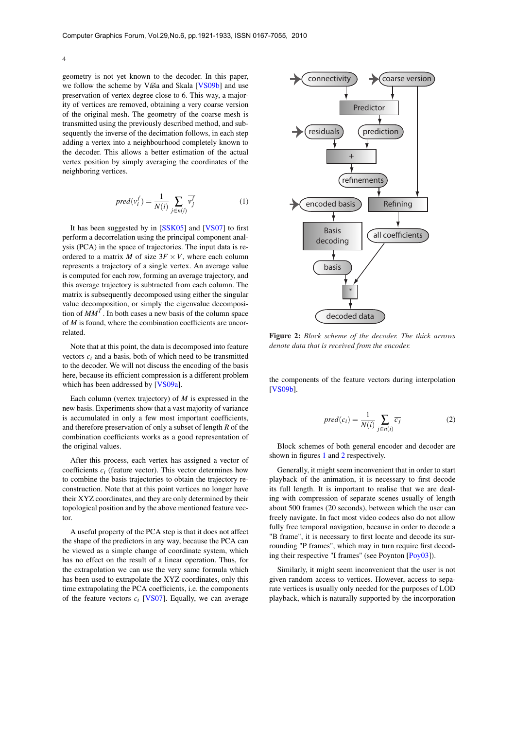geometry is not yet known to the decoder. In this paper, we follow the scheme by Váša and Skala [VS09b] and use preservation of vertex degree close to 6. This way, a majority of vertices are removed, obtaining a very coarse version of the original mesh. The geometry of the coarse mesh is transmitted using the previously described method, and subsequently the inverse of the decimation follows, in each step adding a vertex into a neighbourhood completely known to the decoder. This allows a better estimation of the actual vertex position by simply averaging the coordinates of the neighboring vertices.

$$pred(v_i^f) = \frac{1}{N(i)} \sum_{j \in n(i)} \overline{v_j^f} \tag{1}$$

It has been suggested by in [SSK05] and [VS07] to first perform a decorrelation using the principal component analysis (PCA) in the space of trajectories. The input data is reordered to a matrix $M$ of size $3F \times V$, where each column represents a trajectory of a single vertex. An average value is computed for each row, forming an average trajectory, and this average trajectory is subtracted from each column. The matrix is subsequently decomposed using either the singular value decomposition, or simply the eigenvalue decomposition of $MM^T$. In both cases a new basis of the column space of $M$ is found, where the combination coefficients are uncorrelated.

Note that at this point, the data is decomposed into feature vectors $c_i$ and a basis, both of which need to be transmitted to the decoder. We will not discuss the encoding of the basis here, because its efficient compression is a different problem which has been addressed by [VS09a].

Each column (vertex trajectory) of $M$ is expressed in the new basis. Experiments show that a vast majority of variance is accumulated in only a few most important coefficients, and therefore preservation of only a subset of length $R$ of the combination coefficients works as a good representation of the original values.

After this process, each vertex has assigned a vector of coefficients $c_i$ (feature vector). This vector determines how to combine the basis trajectories to obtain the trajectory reconstruction. Note that at this point vertices no longer have their XYZ coordinates, and they are only determined by their topological position and by the above mentioned feature vector.

A useful property of the PCA step is that it does not affect the shape of the predictors in any way, because the PCA can be viewed as a simple change of coordinate system, which has no effect on the result of a linear operation. Thus, for the extrapolation we can use the very same formula which has been used to extrapolate the XYZ coordinates, only this time extrapolating the PCA coefficients, i.e. the components of the feature vectors $c_i$ [VS07]. Equally, we can average the components of the feature vectors during interpolation [VS09b].

**Figure 2:** *Block scheme of the decoder. The thick arrows denote data that is received from the encoder.*

$$pred(c_i) = \frac{1}{N(i)} \sum_{j \in n(i)} \overline{c_j} \tag{2}$$

Block schemes of both general encoder and decoder are shown in figures 1 and 2 respectively.

Generally, it might seem inconvenient that in order to start playback of the animation, it is necessary to first decode its full length. It is important to realise that we are dealing with compression of separate scenes usually of length about 500 frames (20 seconds), between which the user can freely navigate. In fact most video codecs also do not allow fully free temporal navigation, because in order to decode a "B frame", it is necessary to first locate and decode its surrounding "P frames", which may in turn require first decoding their respective "I frames" (see Poynton [Poy03]).

Similarly, it might seem inconvenient that the user is not given random access to vertices. However, access to separate vertices is usually only needed for the purposes of LOD playback, which is naturally supported by the incorporation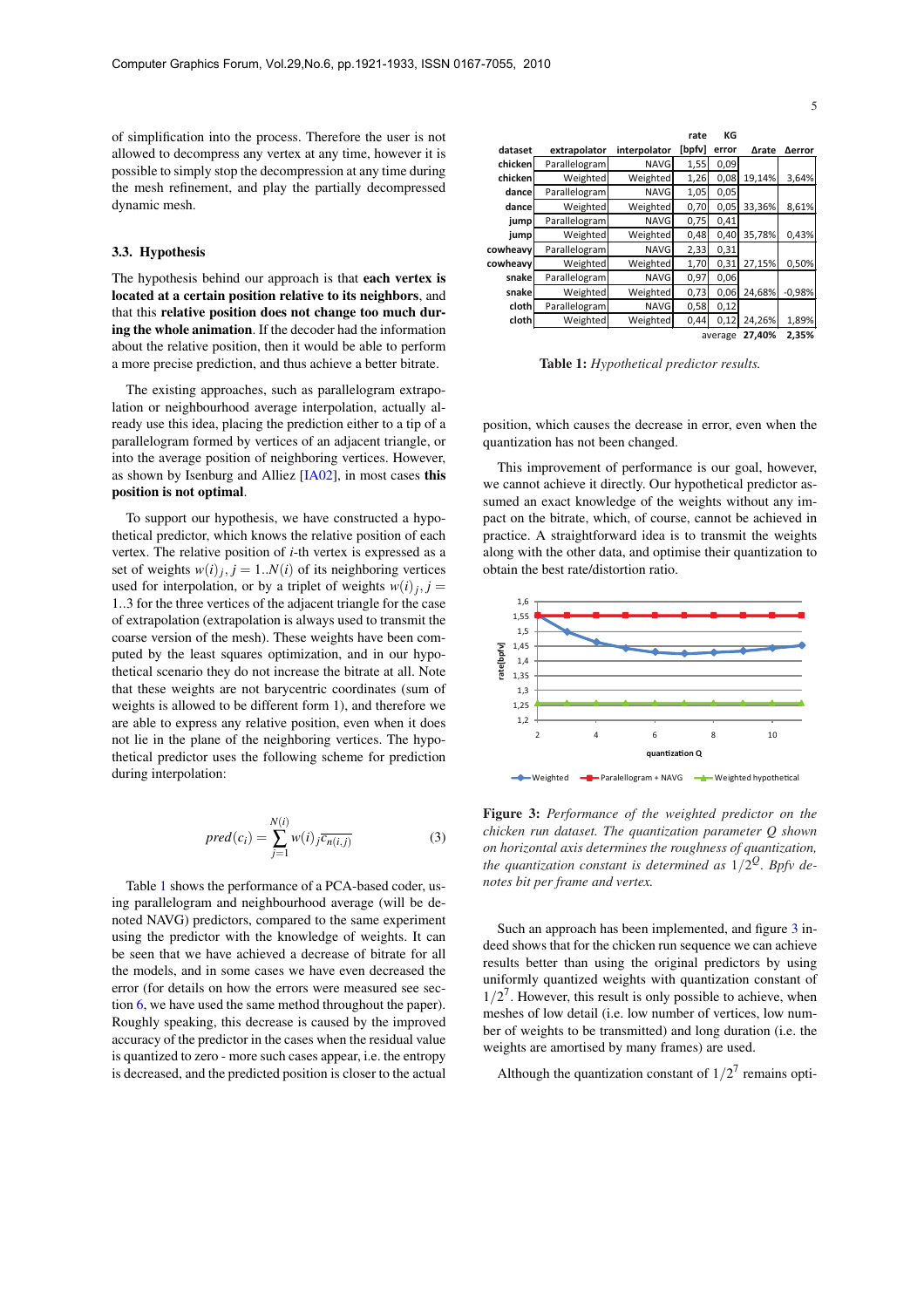of simplification into the process. Therefore the user is not allowed to decompress any vertex at any time, however it is possible to simply stop the decompression at any time during the mesh refinement, and play the partially decompressed dynamic mesh.

### 3.3. Hypothesis

The hypothesis behind our approach is that **each vertex is located at a certain position relative to its neighbors**, and that this **relative position does not change too much during the whole animation**. If the decoder had the information about the relative position, then it would be able to perform a more precise prediction, and thus achieve a better bitrate.

The existing approaches, such as parallelogram extrapolation or neighbourhood average interpolation, actually already use this idea, placing the prediction either to a tip of a parallelogram formed by vertices of an adjacent triangle, or into the average position of neighboring vertices. However, as shown by Isenburg and Alliez [IA02], in most cases **this position is not optimal**.

To support our hypothesis, we have constructed a hypothetical predictor, which knows the relative position of each vertex. The relative position of $i$-th vertex is expressed as a set of weights $w(i)_j, j = 1..N(i)$ of its neighboring vertices used for interpolation, or by a triplet of weights $w(i)_j, j = 1..3$ for the three vertices of the adjacent triangle for the case of extrapolation (extrapolation is always used to transmit the coarse version of the mesh). These weights have been computed by the least squares optimization, and in our hypothetical scenario they do not increase the bitrate at all. Note that these weights are not barycentric coordinates (sum of weights is allowed to be different form 1), and therefore we are able to express any relative position, even when it does not lie in the plane of the neighboring vertices. The hypothetical predictor uses the following scheme for prediction during interpolation:

$$pred(c_i) = \sum_{j=1}^{N(i)} w(i)_j \overline{c_{n(i,j)}} \tag{3}$$

Table 1 shows the performance of a PCA-based coder, using parallelogram and neighbourhood average (will be denoted NAVG) predictors, compared to the same experiment using the predictor with the knowledge of weights. It can be seen that we have achieved a decrease of bitrate for all the models, and in some cases we have even decreased the error (for details on how the errors were measured see section 6, we have used the same method throughout the paper). Roughly speaking, this decrease is caused by the improved accuracy of the predictor in the cases when the residual value is quantized to zero - more such cases appear, i.e. the entropy is decreased, and the predicted position is closer to the actual position, which causes the decrease in error, even when the quantization has not been changed.

| dataset | extrapolator | interpolator | rate [bpfv] | KG error | Δrate | Δerror |
|---|---|---|---|---|---|---|
| chicken | Parallelogram | NAVG | 1,55 | 0,09 | | |
| chicken | Weighted | Weighted | 1,26 | 0,08 | 19,14% | 3,64% |
| dance | Parallelogram | NAVG | 1,05 | 0,05 | | |
| dance | Weighted | Weighted | 0,70 | 0,05 | 33,36% | 8,61% |
| jump | Parallelogram | NAVG | 0,75 | 0,41 | | |
| jump | Weighted | Weighted | 0,48 | 0,40 | 35,78% | 0,43% |
| cowheavy | Parallelogram | NAVG | 2,33 | 0,31 | | |
| cowheavy | Weighted | Weighted | 1,70 | 0,31 | 27,15% | 0,50% |
| snake | Parallelogram | NAVG | 0,97 | 0,06 | | |
| snake | Weighted | Weighted | 0,73 | 0,06 | 24,68% | -0,98% |
| cloth | Parallelogram | NAVG | 0,58 | 0,12 | | |
| cloth | Weighted | Weighted | 0,44 | 0,12 | 24,26% | 1,89% |
| | | | | average | **27,40%** | **2,35%** |

**Table 1:** *Hypothetical predictor results.*

This improvement of performance is our goal, however, we cannot achieve it directly. Our hypothetical predictor assumed an exact knowledge of the weights without any impact on the bitrate, which, of course, cannot be achieved in practice. A straightforward idea is to transmit the weights along with the other data, and optimise their quantization to obtain the best rate/distortion ratio.

**Figure 3:** *Performance of the weighted predictor on the chicken run dataset. The quantization parameter Q shown on horizontal axis determines the roughness of quantization, the quantization constant is determined as $1/2^Q$. Bpfv denotes bit per frame and vertex.*

Such an approach has been implemented, and figure 3 indeed shows that for the chicken run sequence we can achieve results better than using the original predictors by using uniformly quantized weights with quantization constant of $1/2^7$. However, this result is only possible to achieve, when meshes of low detail (i.e. low number of vertices, low number of weights to be transmitted) and long duration (i.e. the weights are amortised by many frames) are used.

Although the quantization constant of $1/2^7$ remains opti-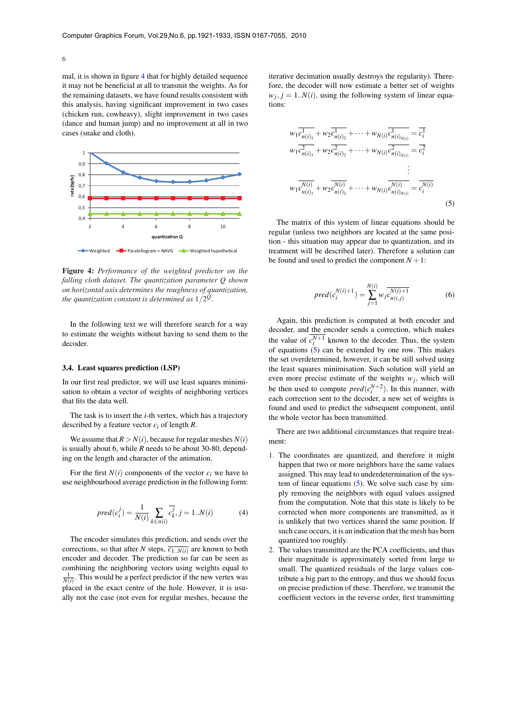mal, it is shown in figure 4 that for highly detailed sequence it may not be beneficial at all to transmit the weights. As for the remaining datasets, we have found results consistent with this analysis, having significant improvement in two cases (chicken run, cowheavy), slight improvement in two cases (dance and human jump) and no improvement at all in two cases (snake and cloth).

**Figure 4:** *Performance of the weighted predictor on the falling cloth dataset. The quantization parameter Q shown on horizontal axis determines the roughness of quantization, the quantization constant is determined as* $1/2^Q$.

In the following text we will therefore search for a way to estimate the weights without having to send them to the decoder.

### 3.4. Least squares prediction (LSP)

In our first real predictor, we will use least squares minimisation to obtain a vector of weights of neighboring vertices that fits the data well.

The task is to insert the $i$-th vertex, which has a trajectory described by a feature vector $c_i$ of length $R$.

We assume that $R > N(i)$, because for regular meshes $N(i)$ is usually about 6, while $R$ needs to be about 30-80, depending on the length and character of the animation.

For the first $N(i)$ components of the vector $c_i$ we have to use neighbourhood average prediction in the following form:

$$pred(c_i^j) = \frac{1}{N(i)} \sum_{k \in n(i)} \overline{c_k^j}, j = 1..N(i) \tag{4}$$

The encoder simulates this prediction, and sends over the corrections, so that after $N$ steps, $\overline{c_{1..N(i)}}$ are known to both encoder and decoder. The prediction so far can be seen as combining the neighboring vectors using weights equal to $\frac{1}{N(i)}$. This would be a perfect predictor if the new vertex was placed in the exact centre of the hole. However, it is usually not the case (not even for regular meshes, because the iterative decimation usually destroys the regularity). Therefore, the decoder will now estimate a better set of weights $w_j, j = 1..N(i)$, using the following system of linear equations:

$$\begin{aligned}
w_1 \overline{c_{n(i)_1}^1} + w_2 \overline{c_{n(i)_2}^1} + \cdots + w_{N(i)} \overline{c_{n(i)_{N(i)}}^1} &= \overline{c_i^1} \\
w_1 \overline{c_{n(i)_1}^2} + w_2 \overline{c_{n(i)_2}^2} + \cdots + w_{N(i)} \overline{c_{n(i)_{N(i)}}^2} &= \overline{c_i^2} \\
&\vdots \\
w_1 \overline{c_{n(i)_1}^{N(i)}} + w_2 \overline{c_{n(i)_2}^{N(i)}} + \cdots + w_{N(i)} \overline{c_{n(i)_{N(i)}}^{N(i)}} &= \overline{c_i^{N(i)}}
\end{aligned} \tag{5}$$

The matrix of this system of linear equations should be regular (unless two neighbors are located at the same position - this situation may appear due to quantization, and its treatment will be described later). Therefore a solution can be found and used to predict the component $N+1$:

$$pred(c_i^{N(i)+1}) = \sum_{j=1}^{N(i)} w_j \overline{c_{n(i,j)}^{N(i)+1}} \tag{6}$$

Again, this prediction is computed at both encoder and decoder, and the encoder sends a correction, which makes the value of $c_i^{N+1}$ known to the decoder. Thus, the system of equations (5) can be extended by one row. This makes the set overdetermined, however, it can be still solved using the least squares minimisation. Such solution will yield an even more precise estimate of the weights $w_j$, which will be then used to compute $pred(c_i^{N+2})$. In this manner, with each correction sent to the decoder, a new set of weights is found and used to predict the subsequent component, until the whole vector has been transmitted.

There are two additional circumstances that require treatment:

1. The coordinates are quantized, and therefore it might happen that two or more neighbors have the same values assigned. This may lead to underdetermination of the system of linear equations (5). We solve such case by simply removing the neighbors with equal values assigned from the computation. Note that this state is likely to be corrected when more components are transmitted, as it is unlikely that two vertices shared the same position. If such case occurs, it is an indication that the mesh has been quantized too roughly.
2. The values transmitted are the PCA coefficients, and thus their magnitude is approximately sorted from large to small. The quantized residuals of the large values contribute a big part to the entropy, and thus we should focus on precise prediction of these. Therefore, we transmit the coefficient vectors in the reverse order, first transmitting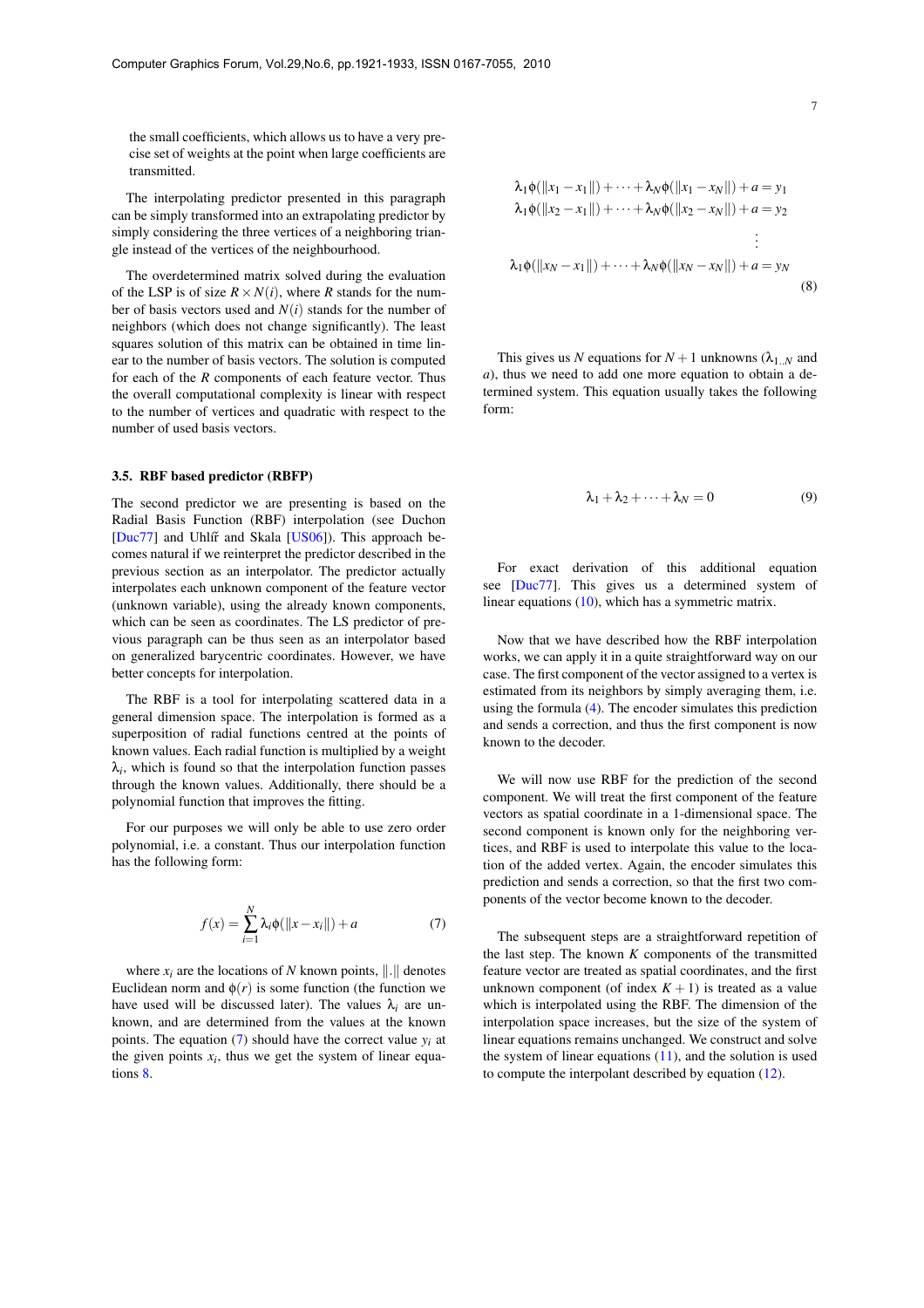the small coefficients, which allows us to have a very precise set of weights at the point when large coefficients are transmitted.

The interpolating predictor presented in this paragraph can be simply transformed into an extrapolating predictor by simply considering the three vertices of a neighboring triangle instead of the vertices of the neighbourhood.

The overdetermined matrix solved during the evaluation of the LSP is of size $R \times N(i)$, where $R$ stands for the number of basis vectors used and $N(i)$ stands for the number of neighbors (which does not change significantly). The least squares solution of this matrix can be obtained in time linear to the number of basis vectors. The solution is computed for each of the $R$ components of each feature vector. Thus the overall computational complexity is linear with respect to the number of vertices and quadratic with respect to the number of used basis vectors.

### 3.5. RBF based predictor (RBFP)

The second predictor we are presenting is based on the Radial Basis Function (RBF) interpolation (see Duchon [Duc77] and Uhlíř and Skala [US06]). This approach becomes natural if we reinterpret the predictor described in the previous section as an interpolator. The predictor actually interpolates each unknown component of the feature vector (unknown variable), using the already known components, which can be seen as coordinates. The LS predictor of previous paragraph can be thus seen as an interpolator based on generalized barycentric coordinates. However, we have better concepts for interpolation.

The RBF is a tool for interpolating scattered data in a general dimension space. The interpolation is formed as a superposition of radial functions centred at the points of known values. Each radial function is multiplied by a weight $\lambda_i$, which is found so that the interpolation function passes through the known values. Additionally, there should be a polynomial function that improves the fitting.

For our purposes we will only be able to use zero order polynomial, i.e. a constant. Thus our interpolation function has the following form:

$$f(x) = \sum_{i=1}^{N} \lambda_i \phi(\|x - x_i\|) + a \tag{7}$$

where $x_i$ are the locations of $N$ known points, $\|.\|$ denotes Euclidean norm and $\phi(r)$ is some function (the function we have used will be discussed later). The values $\lambda_i$ are unknown, and are determined from the values at the known points. The equation (7) should have the correct value $y_i$ at the given points $x_i$, thus we get the system of linear equations 8.

$$\begin{aligned}
\lambda_1\phi(\|x_1 - x_1\|) + \cdots + \lambda_N\phi(\|x_1 - x_N\|) + a &= y_1 \\
\lambda_1\phi(\|x_2 - x_1\|) + \cdots + \lambda_N\phi(\|x_2 - x_N\|) + a &= y_2 \\
&\vdots \\
\lambda_1\phi(\|x_N - x_1\|) + \cdots + \lambda_N\phi(\|x_N - x_N\|) + a &= y_N
\end{aligned} \tag{8}$$

This gives us $N$ equations for $N+1$ unknowns ($\lambda_{1..N}$ and $a$), thus we need to add one more equation to obtain a determined system. This equation usually takes the following form:

$$\lambda_1 + \lambda_2 + \cdots + \lambda_N = 0 \tag{9}$$

For exact derivation of this additional equation see [Duc77]. This gives us a determined system of linear equations (10), which has a symmetric matrix.

Now that we have described how the RBF interpolation works, we can apply it in a quite straightforward way on our case. The first component of the vector assigned to a vertex is estimated from its neighbors by simply averaging them, i.e. using the formula (4). The encoder simulates this prediction and sends a correction, and thus the first component is now known to the decoder.

We will now use RBF for the prediction of the second component. We will treat the first component of the feature vectors as spatial coordinate in a 1-dimensional space. The second component is known only for the neighboring vertices, and RBF is used to interpolate this value to the location of the added vertex. Again, the encoder simulates this prediction and sends a correction, so that the first two components of the vector become known to the decoder.

The subsequent steps are a straightforward repetition of the last step. The known $K$ components of the transmitted feature vector are treated as spatial coordinates, and the first unknown component (of index $K+1$) is treated as a value which is interpolated using the RBF. The dimension of the interpolation space increases, but the size of the system of linear equations remains unchanged. We construct and solve the system of linear equations (11), and the solution is used to compute the interpolant described by equation (12).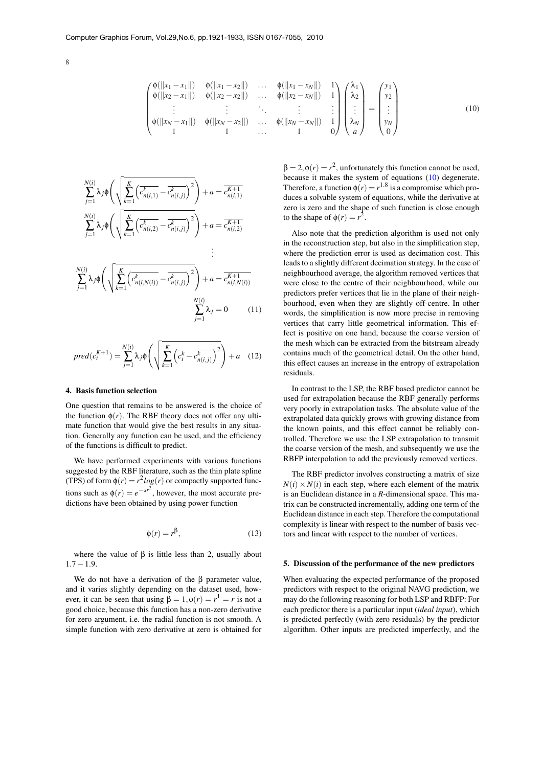$$
\begin{pmatrix}
\phi(\|x_1-x_1\|) & \phi(\|x_1-x_2\|) & \dots & \phi(\|x_1-x_N\|) & 1 \\
\phi(\|x_2-x_1\|) & \phi(\|x_2-x_2\|) & \dots & \phi(\|x_2-x_N\|) & 1 \\
\vdots & \vdots & \ddots & \vdots & \vdots \\
\phi(\|x_N-x_1\|) & \phi(\|x_N-x_2\|) & \dots & \phi(\|x_N-x_N\|) & 1 \\
1 & 1 & \dots & 1 & 0
\end{pmatrix}
\begin{pmatrix}
\lambda_1 \\ \lambda_2 \\ \vdots \\ \lambda_N \\ a
\end{pmatrix}
=
\begin{pmatrix}
y_1 \\ y_2 \\ \vdots \\ y_N \\ 0
\end{pmatrix}
\tag{10}
$$

$$
\begin{aligned}
\sum_{j=1}^{N(i)} \lambda_j \phi\left(\sqrt{\sum_{k=1}^{K}\left(\overline{c_{n(i,1)}^{k}} - \overline{c_{n(i,j)}^{k}}\right)^2}\right) + a &= \overline{c_{n(i,1)}^{K+1}} \\
\sum_{j=1}^{N(i)} \lambda_j \phi\left(\sqrt{\sum_{k=1}^{K}\left(\overline{c_{n(i,2)}^{k}} - \overline{c_{n(i,j)}^{k}}\right)^2}\right) + a &= \overline{c_{n(i,2)}^{K+1}} \\
&\vdots \\
\sum_{j=1}^{N(i)} \lambda_j \phi\left(\sqrt{\sum_{k=1}^{K}\left(\overline{c_{n(i,N(i))}^{k}} - \overline{c_{n(i,j)}^{k}}\right)^2}\right) + a &= \overline{c_{n(i,N(i))}^{K+1}} \\
\sum_{j=1}^{N(i)} \lambda_j &= 0
\end{aligned}
\tag{11}
$$

$$
pred(c_i^{K+1}) = \sum_{j=1}^{N(i)} \lambda_j \phi\left(\sqrt{\sum_{k=1}^{K}\left(\overline{c_i^{k}} - \overline{c_{n(i,j)}^{k}}\right)^2}\right) + a \tag{12}
$$

## 4. Basis function selection

One question that remains to be answered is the choice of the function $\phi(r)$. The RBF theory does not offer any ultimate function that would give the best results in any situation. Generally any function can be used, and the efficiency of the functions is difficult to predict.

We have performed experiments with various functions suggested by the RBF literature, such as the thin plate spline (TPS) of form $\phi(r) = r^2 log(r)$ or compactly supported functions such as $\phi(r) = e^{-sr^2}$, however, the most accurate predictions have been obtained by using power function

$$
\phi(r) = r^{\beta}, \tag{13}
$$

where the value of $\beta$ is little less than 2, usually about $1.7 - 1.9$.

We do not have a derivation of the $\beta$ parameter value, and it varies slightly depending on the dataset used, however, it can be seen that using $\beta = 1, \phi(r) = r^1 = r$ is not a good choice, because this function has a non-zero derivative for zero argument, i.e. the radial function is not smooth. A simple function with zero derivative at zero is obtained for $\beta = 2, \phi(r) = r^2$, unfortunately this function cannot be used, because it makes the system of equations (10) degenerate. Therefore, a function $\phi(r) = r^{1.8}$ is a compromise which produces a solvable system of equations, while the derivative at zero is zero and the shape of such function is close enough to the shape of $\phi(r) = r^2$.

Also note that the prediction algorithm is used not only in the reconstruction step, but also in the simplification step, where the prediction error is used as decimation cost. This leads to a slightly different decimation strategy. In the case of neighbourhood average, the algorithm removed vertices that were close to the centre of their neighbourhood, while our predictors prefer vertices that lie in the plane of their neighbourhood, even when they are slightly off-centre. In other words, the simplification is now more precise in removing vertices that carry little geometrical information. This effect is positive on one hand, because the coarse version of the mesh which can be extracted from the bitstream already contains much of the geometrical detail. On the other hand, this effect causes an increase in the entropy of extrapolation residuals.

In contrast to the LSP, the RBF based predictor cannot be used for extrapolation because the RBF generally performs very poorly in extrapolation tasks. The absolute value of the extrapolated data quickly grows with growing distance from the known points, and this effect cannot be reliably controlled. Therefore we use the LSP extrapolation to transmit the coarse version of the mesh, and subsequently we use the RBFP interpolation to add the previously removed vertices.

The RBF predictor involves constructing a matrix of size $N(i) \times N(i)$ in each step, where each element of the matrix is an Euclidean distance in a $R$-dimensional space. This matrix can be constructed incrementally, adding one term of the Euclidean distance in each step. Therefore the computational complexity is linear with respect to the number of basis vectors and linear with respect to the number of vertices.

## 5. Discussion of the performance of the new predictors

When evaluating the expected performance of the proposed predictors with respect to the original NAVG prediction, we may do the following reasoning for both LSP and RBFP: For each predictor there is a particular input (*ideal input*), which is predicted perfectly (with zero residuals) by the predictor algorithm. Other inputs are predicted imperfectly, and the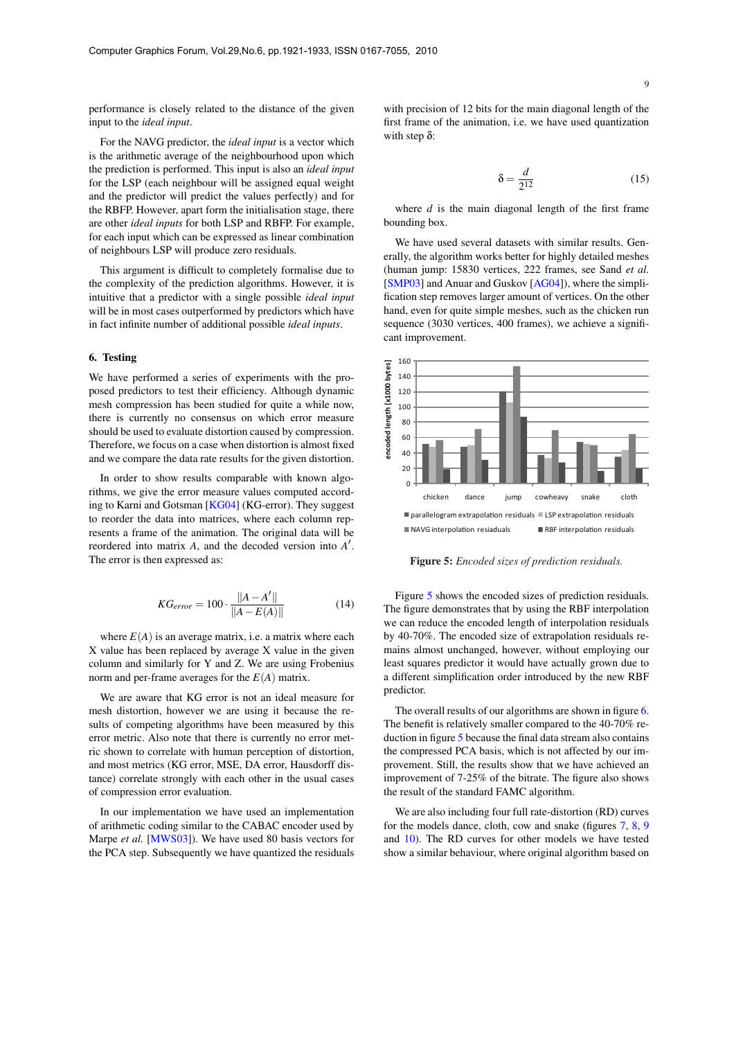performance is closely related to the distance of the given input to the *ideal input*.

For the NAVG predictor, the *ideal input* is a vector which is the arithmetic average of the neighbourhood upon which the prediction is performed. This input is also an *ideal input* for the LSP (each neighbour will be assigned equal weight and the predictor will predict the values perfectly) and for the RBFP. However, apart form the initialisation stage, there are other *ideal inputs* for both LSP and RBFP. For example, for each input which can be expressed as linear combination of neighbours LSP will produce zero residuals.

This argument is difficult to completely formalise due to the complexity of the prediction algorithms. However, it is intuitive that a predictor with a single possible *ideal input* will be in most cases outperformed by predictors which have in fact infinite number of additional possible *ideal inputs*.

## 6. Testing

We have performed a series of experiments with the proposed predictors to test their efficiency. Although dynamic mesh compression has been studied for quite a while now, there is currently no consensus on which error measure should be used to evaluate distortion caused by compression. Therefore, we focus on a case when distortion is almost fixed and we compare the data rate results for the given distortion.

In order to show results comparable with known algorithms, we give the error measure values computed according to Karni and Gotsman [KG04] (KG-error). They suggest to reorder the data into matrices, where each column represents a frame of the animation. The original data will be reordered into matrix $A$, and the decoded version into $A'$. The error is then expressed as:

$$KG_{error} = 100 \cdot \frac{\|A - A'\|}{\|A - E(A)\|} \quad (14)$$

where $E(A)$ is an average matrix, i.e. a matrix where each X value has been replaced by average X value in the given column and similarly for Y and Z. We are using Frobenius norm and per-frame averages for the $E(A)$ matrix.

We are aware that KG error is not an ideal measure for mesh distortion, however we are using it because the results of competing algorithms have been measured by this error metric. Also note that there is currently no error metric shown to correlate with human perception of distortion, and most metrics (KG error, MSE, DA error, Hausdorff distance) correlate strongly with each other in the usual cases of compression error evaluation.

In our implementation we have used an implementation of arithmetic coding similar to the CABAC encoder used by Marpe *et al.* [MWS03]). We have used 80 basis vectors for the PCA step. Subsequently we have quantized the residuals with precision of 12 bits for the main diagonal length of the first frame of the animation, i.e. we have used quantization with step $\delta$:

$$\delta = \frac{d}{2^{12}} \quad (15)$$

where $d$ is the main diagonal length of the first frame bounding box.

We have used several datasets with similar results. Generally, the algorithm works better for highly detailed meshes (human jump: 15830 vertices, 222 frames, see Sand *et al.* [SMP03] and Anuar and Guskov [AG04]), where the simplification step removes larger amount of vertices. On the other hand, even for quite simple meshes, such as the chicken run sequence (3030 vertices, 400 frames), we achieve a significant improvement.

**Figure 5:** *Encoded sizes of prediction residuals.*

Figure 5 shows the encoded sizes of prediction residuals. The figure demonstrates that by using the RBF interpolation we can reduce the encoded length of interpolation residuals by 40-70%. The encoded size of extrapolation residuals remains almost unchanged, however, without employing our least squares predictor it would have actually grown due to a different simplification order introduced by the new RBF predictor.

The overall results of our algorithms are shown in figure 6. The benefit is relatively smaller compared to the 40-70% reduction in figure 5 because the final data stream also contains the compressed PCA basis, which is not affected by our improvement. Still, the results show that we have achieved an improvement of 7-25% of the bitrate. The figure also shows the result of the standard FAMC algorithm.

We are also including four full rate-distortion (RD) curves for the models dance, cloth, cow and snake (figures 7, 8, 9 and 10). The RD curves for other models we have tested show a similar behaviour, where original algorithm based on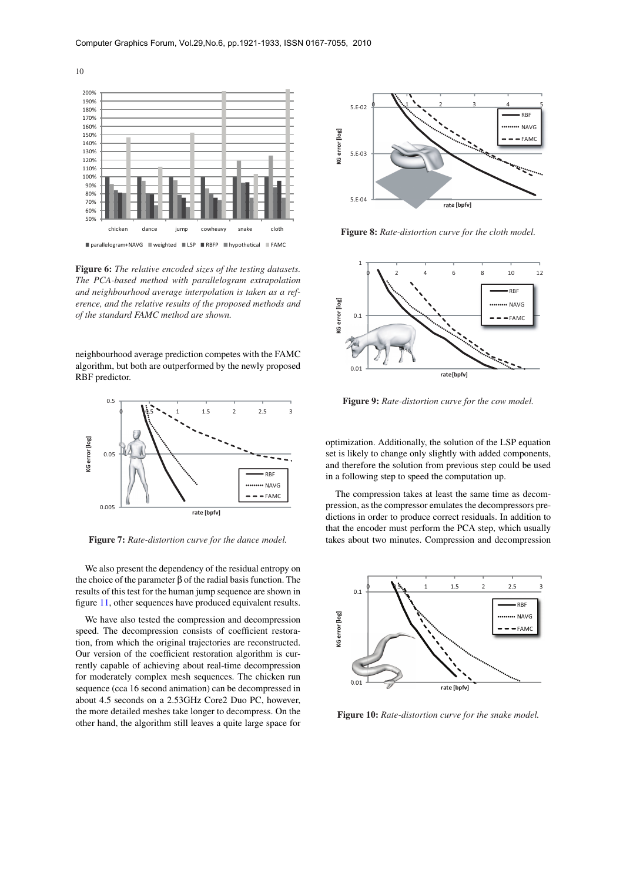**Figure 6:** *The relative encoded sizes of the testing datasets. The PCA-based method with parallelogram extrapolation and neighbourhood average interpolation is taken as a reference, and the relative results of the proposed methods and of the standard FAMC method are shown.*

neighbourhood average prediction competes with the FAMC algorithm, but both are outperformed by the newly proposed RBF predictor.

**Figure 7:** *Rate-distortion curve for the dance model.*

We also present the dependency of the residual entropy on the choice of the parameter β of the radial basis function. The results of this test for the human jump sequence are shown in figure 11, other sequences have produced equivalent results.

We have also tested the compression and decompression speed. The decompression consists of coefficient restoration, from which the original trajectories are reconstructed. Our version of the coefficient restoration algorithm is currently capable of achieving about real-time decompression for moderately complex mesh sequences. The chicken run sequence (cca 16 second animation) can be decompressed in about 4.5 seconds on a 2.53GHz Core2 Duo PC, however, the more detailed meshes take longer to decompress. On the other hand, the algorithm still leaves a quite large space for optimization. Additionally, the solution of the LSP equation set is likely to change only slightly with added components, and therefore the solution from previous step could be used in a following step to speed the computation up.

The compression takes at least the same time as decompression, as the compressor emulates the decompressors predictions in order to produce correct residuals. In addition to that the encoder must perform the PCA step, which usually takes about two minutes. Compression and decompression

**Figure 8:** *Rate-distortion curve for the cloth model.*

**Figure 9:** *Rate-distortion curve for the cow model.*

**Figure 10:** *Rate-distortion curve for the snake model.*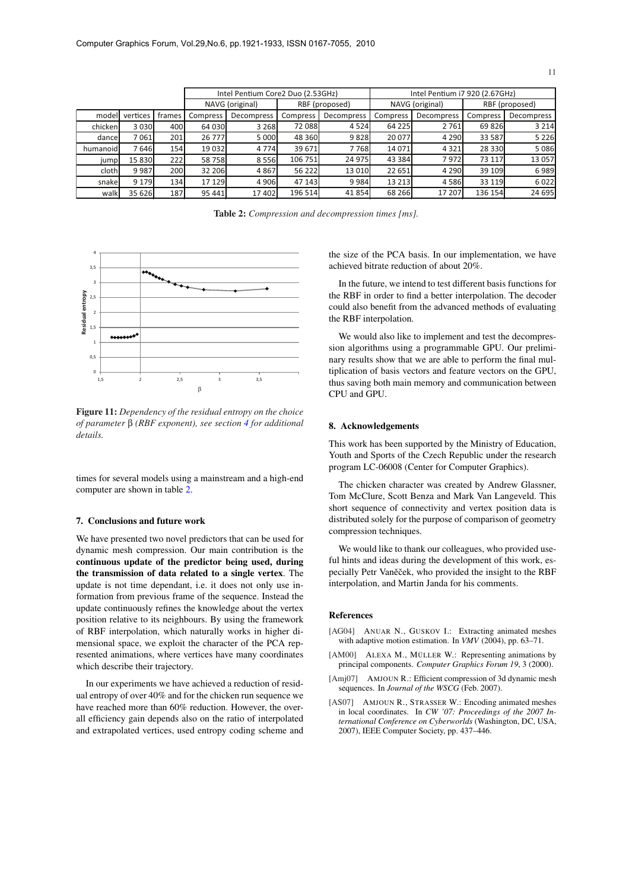|  |  |  | Intel Pentium Core2 Duo (2.53GHz) |  |  |  | Intel Pentium i7 920 (2.67GHz) |  |  |  |
|---|---|---|---|---|---|---|---|---|---|---|
|  |  |  | NAVG (original) |  | RBF (proposed) |  | NAVG (original) |  | RBF (proposed) |  |
| model | vertices | frames | Compress | Decompress | Compress | Decompress | Compress | Decompress | Compress | Decompress |
| chicken | 3 030 | 400 | 64 030 | 3 268 | 72 088 | 4 524 | 64 225 | 2 761 | 69 826 | 3 214 |
| dance | 7 061 | 201 | 26 777 | 5 000 | 48 360 | 9 828 | 20 077 | 4 290 | 33 587 | 5 226 |
| humanoid | 7 646 | 154 | 19 032 | 4 774 | 39 671 | 7 768 | 14 071 | 4 321 | 28 330 | 5 086 |
| jump | 15 830 | 222 | 58 758 | 8 556 | 106 751 | 24 975 | 43 384 | 7 972 | 73 117 | 13 057 |
| cloth | 9 987 | 200 | 32 206 | 4 867 | 56 222 | 13 010 | 22 651 | 4 290 | 39 109 | 6 989 |
| snake | 9 179 | 134 | 17 129 | 4 906 | 47 143 | 9 984 | 13 213 | 4 586 | 33 119 | 6 022 |
| walk | 35 626 | 187 | 95 441 | 17 402 | 196 514 | 41 854 | 68 266 | 17 207 | 136 154 | 24 695 |

**Table 2:** *Compression and decompression times [ms].*

**Figure 11:** *Dependency of the residual entropy on the choice of parameter* $\beta$ *(RBF exponent), see section 4 for additional details.*

times for several models using a mainstream and a high-end computer are shown in table 2.

## 7. Conclusions and future work

We have presented two novel predictors that can be used for dynamic mesh compression. Our main contribution is the **continuous update of the predictor being used, during the transmission of data related to a single vertex**. The update is not time dependant, i.e. it does not only use information from previous frame of the sequence. Instead the update continuously refines the knowledge about the vertex position relative to its neighbours. By using the framework of RBF interpolation, which naturally works in higher dimensional space, we exploit the character of the PCA represented animations, where vertices have many coordinates which describe their trajectory.

In our experiments we have achieved a reduction of residual entropy of over 40% and for the chicken run sequence we have reached more than 60% reduction. However, the overall efficiency gain depends also on the ratio of interpolated and extrapolated vertices, used entropy coding scheme and the size of the PCA basis. In our implementation, we have achieved bitrate reduction of about 20%.

In the future, we intend to test different basis functions for the RBF in order to find a better interpolation. The decoder could also benefit from the advanced methods of evaluating the RBF interpolation.

We would also like to implement and test the decompression algorithms using a programmable GPU. Our preliminary results show that we are able to perform the final multiplication of basis vectors and feature vectors on the GPU, thus saving both main memory and communication between CPU and GPU.

## 8. Acknowledgements

This work has been supported by the Ministry of Education, Youth and Sports of the Czech Republic under the research program LC-06008 (Center for Computer Graphics).

The chicken character was created by Andrew Glassner, Tom McClure, Scott Benza and Mark Van Langeveld. This short sequence of connectivity and vertex position data is distributed solely for the purpose of comparison of geometry compression techniques.

We would like to thank our colleagues, who provided useful hints and ideas during the development of this work, especially Petr Vaněček, who provided the insight to the RBF interpolation, and Martin Janda for his comments.

## References

[AG04] ANUAR N., GUSKOV I.: Extracting animated meshes with adaptive motion estimation. In *VMV* (2004), pp. 63–71.

[AM00] ALEXA M., MÜLLER W.: Representing animations by principal components. *Computer Graphics Forum 19*, 3 (2000).

[Amj07] AMJOUN R.: Efficient compression of 3d dynamic mesh sequences. In *Journal of the WSCG* (Feb. 2007).

[AS07] AMJOUN R., STRASSER W.: Encoding animated meshes in local coordinates. In *CW '07: Proceedings of the 2007 International Conference on Cyberworlds* (Washington, DC, USA, 2007), IEEE Computer Society, pp. 437–446.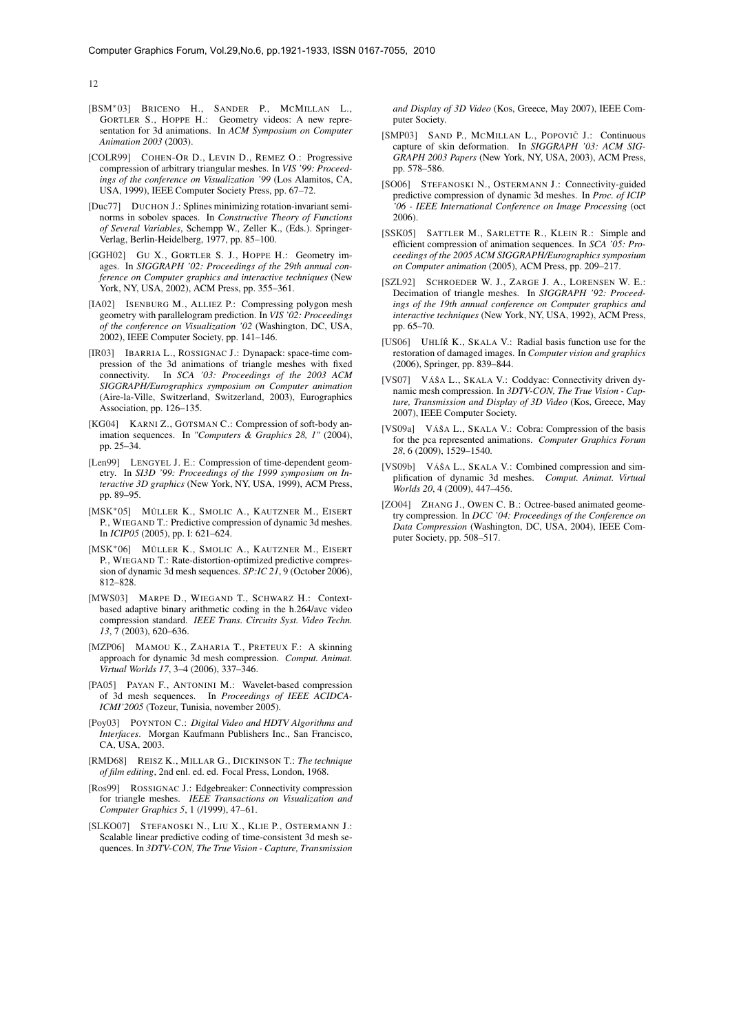[BSM*03] BRICENO H., SANDER P., MCMILLAN L., GORTLER S., HOPPE H.: Geometry videos: A new representation for 3d animations. In *ACM Symposium on Computer Animation 2003* (2003).

[COLR99] COHEN-OR D., LEVIN D., REMEZ O.: Progressive compression of arbitrary triangular meshes. In *VIS '99: Proceedings of the conference on Visualization '99* (Los Alamitos, CA, USA, 1999), IEEE Computer Society Press, pp. 67–72.

[Duc77] DUCHON J.: Splines minimizing rotation-invariant seminorms in sobolev spaces. In *Constructive Theory of Functions of Several Variables*, Schempp W., Zeller K., (Eds.). Springer-Verlag, Berlin-Heidelberg, 1977, pp. 85–100.

[GGH02] GU X., GORTLER S. J., HOPPE H.: Geometry images. In *SIGGRAPH '02: Proceedings of the 29th annual conference on Computer graphics and interactive techniques* (New York, NY, USA, 2002), ACM Press, pp. 355–361.

[IA02] ISENBURG M., ALLIEZ P.: Compressing polygon mesh geometry with parallelogram prediction. In *VIS '02: Proceedings of the conference on Visualization '02* (Washington, DC, USA, 2002), IEEE Computer Society, pp. 141–146.

[IR03] IBARRIA L., ROSSIGNAC J.: Dynapack: space-time compression of the 3d animations of triangle meshes with fixed connectivity. In *SCA '03: Proceedings of the 2003 ACM SIGGRAPH/Eurographics symposium on Computer animation* (Aire-la-Ville, Switzerland, Switzerland, 2003), Eurographics Association, pp. 126–135.

[KG04] KARNI Z., GOTSMAN C.: Compression of soft-body animation sequences. In *"Computers & Graphics 28, 1"* (2004), pp. 25–34.

[Len99] LENGYEL J. E.: Compression of time-dependent geometry. In *SI3D '99: Proceedings of the 1999 symposium on Interactive 3D graphics* (New York, NY, USA, 1999), ACM Press, pp. 89–95.

[MSK*05] MÜLLER K., SMOLIC A., KAUTZNER M., EISERT P., WIEGAND T.: Predictive compression of dynamic 3d meshes. In *ICIP05* (2005), pp. I: 621–624.

[MSK*06] MÜLLER K., SMOLIC A., KAUTZNER M., EISERT P., WIEGAND T.: Rate-distortion-optimized predictive compression of dynamic 3d mesh sequences. *SP:IC 21*, 9 (October 2006), 812–828.

[MWS03] MARPE D., WIEGAND T., SCHWARZ H.: Context-based adaptive binary arithmetic coding in the h.264/avc video compression standard. *IEEE Trans. Circuits Syst. Video Techn. 13*, 7 (2003), 620–636.

[MZP06] MAMOU K., ZAHARIA T., PRETEUX F.: A skinning approach for dynamic 3d mesh compression. *Comput. Animat. Virtual Worlds 17*, 3–4 (2006), 337–346.

[PA05] PAYAN F., ANTONINI M.: Wavelet-based compression of 3d mesh sequences. In *Proceedings of IEEE ACIDCA-ICMI'2005* (Tozeur, Tunisia, november 2005).

[Poy03] POYNTON C.: *Digital Video and HDTV Algorithms and Interfaces*. Morgan Kaufmann Publishers Inc., San Francisco, CA, USA, 2003.

[RMD68] REISZ K., MILLAR G., DICKINSON T.: *The technique of film editing*, 2nd enl. ed. ed. Focal Press, London, 1968.

[Ros99] ROSSIGNAC J.: Edgebreaker: Connectivity compression for triangle meshes. *IEEE Transactions on Visualization and Computer Graphics 5*, 1 (/1999), 47–61.

[SLKO07] STEFANOSKI N., LIU X., KLIE P., OSTERMANN J.: Scalable linear predictive coding of time-consistent 3d mesh sequences. In *3DTV-CON, The True Vision - Capture, Transmission and Display of 3D Video* (Kos, Greece, May 2007), IEEE Computer Society.

[SMP03] SAND P., MCMILLAN L., POPOVIČ J.: Continuous capture of skin deformation. In *SIGGRAPH '03: ACM SIGGRAPH 2003 Papers* (New York, NY, USA, 2003), ACM Press, pp. 578–586.

[SO06] STEFANOSKI N., OSTERMANN J.: Connectivity-guided predictive compression of dynamic 3d meshes. In *Proc. of ICIP '06 - IEEE International Conference on Image Processing* (oct 2006).

[SSK05] SATTLER M., SARLETTE R., KLEIN R.: Simple and efficient compression of animation sequences. In *SCA '05: Proceedings of the 2005 ACM SIGGRAPH/Eurographics symposium on Computer animation* (2005), ACM Press, pp. 209–217.

[SZL92] SCHROEDER W. J., ZARGE J. A., LORENSEN W. E.: Decimation of triangle meshes. In *SIGGRAPH '92: Proceedings of the 19th annual conference on Computer graphics and interactive techniques* (New York, NY, USA, 1992), ACM Press, pp. 65–70.

[US06] UHLÍŘ K., SKALA V.: Radial basis function use for the restoration of damaged images. In *Computer vision and graphics* (2006), Springer, pp. 839–844.

[VS07] VÁŠA L., SKALA V.: Coddyac: Connectivity driven dynamic mesh compression. In *3DTV-CON, The True Vision - Capture, Transmission and Display of 3D Video* (Kos, Greece, May 2007), IEEE Computer Society.

[VS09a] VÁŠA L., SKALA V.: Cobra: Compression of the basis for the pca represented animations. *Computer Graphics Forum 28*, 6 (2009), 1529–1540.

[VS09b] VÁŠA L., SKALA V.: Combined compression and simplification of dynamic 3d meshes. *Comput. Animat. Virtual Worlds 20*, 4 (2009), 447–456.

[ZO04] ZHANG J., OWEN C. B.: Octree-based animated geometry compression. In *DCC '04: Proceedings of the Conference on Data Compression* (Washington, DC, USA, 2004), IEEE Computer Society, pp. 508–517.